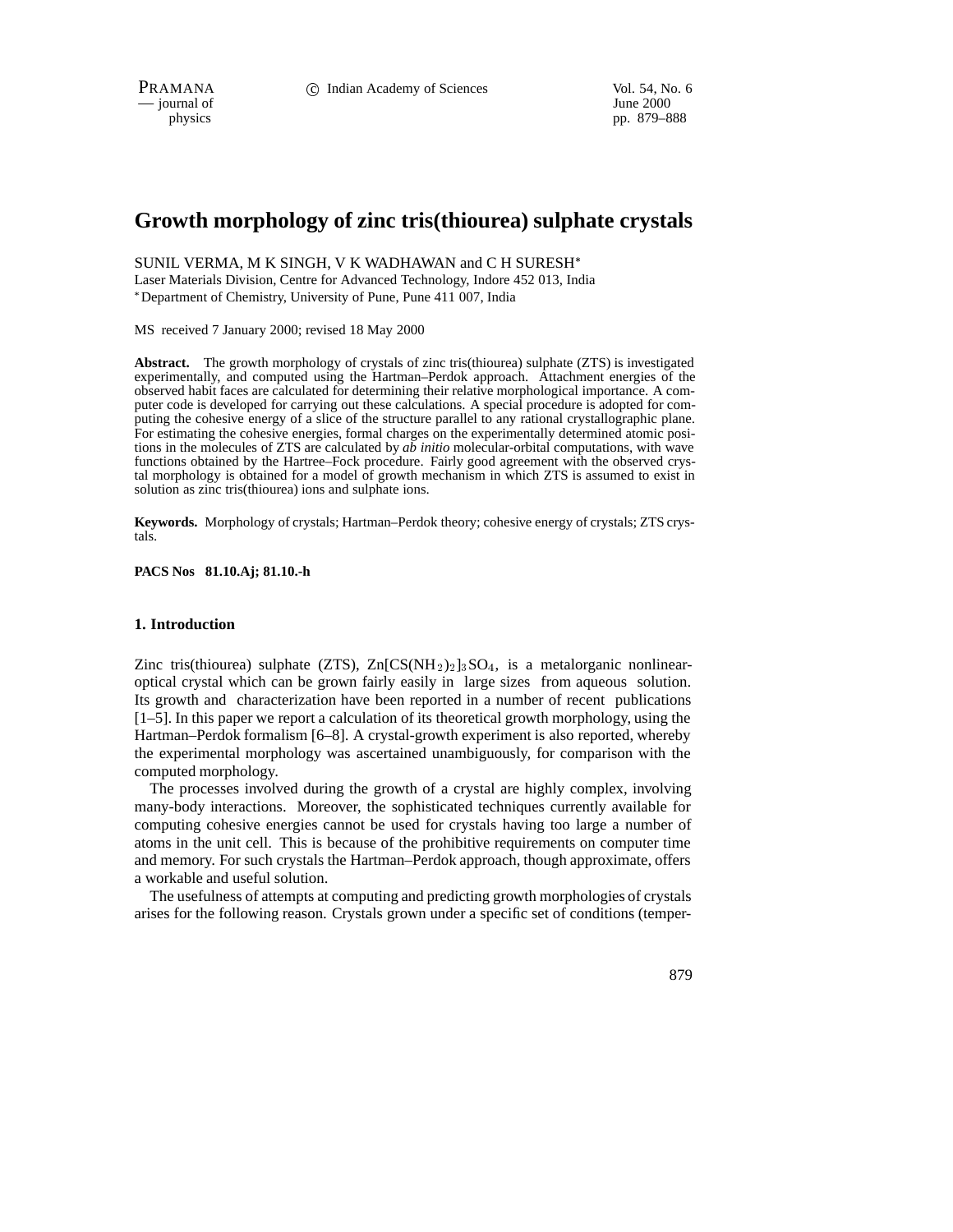# Growth morphology of zinc tris(thiourea) sulphate crystals

SUNIL VERMA, M K SINGH, V K WADHAWAN and C H SURESH*

Laser Materials Division, Centre for Advanced Technology, Indore 452 013, India

*Department of Chemistry, University of Pune, Pune 411 007, India

MS received 7 January 2000; revised 18 May 2000

**Abstract.** The growth morphology of crystals of zinc tris(thiourea) sulphate (ZTS) is investigated experimentally, and computed using the Hartman–Perdok approach. Attachment energies of the observed habit faces are calculated for determining their relative morphological importance. A computer code is developed for carrying out these calculations. A special procedure is adopted for computing the cohesive energy of a slice of the structure parallel to any rational crystallographic plane. For estimating the cohesive energies, formal charges on the experimentally determined atomic positions in the molecules of ZTS are calculated by *ab initio* molecular-orbital computations, with wave functions obtained by the Hartree–Fock procedure. Fairly good agreement with the observed crystal morphology is obtained for a model of growth mechanism in which ZTS is assumed to exist in solution as zinc tris(thiourea) ions and sulphate ions.

**Keywords.** Morphology of crystals; Hartman–Perdok theory; cohesive energy of crystals; ZTS crystals.

**PACS Nos 81.10.Aj; 81.10.-h**

## 1. Introduction

Zinc tris(thiourea) sulphate (ZTS), $Zn[CS(NH_2)_2]_3SO_4$, is a metalorganic nonlinear-optical crystal which can be grown fairly easily in large sizes from aqueous solution. Its growth and characterization have been reported in a number of recent publications [1–5]. In this paper we report a calculation of its theoretical growth morphology, using the Hartman–Perdok formalism [6–8]. A crystal-growth experiment is also reported, whereby the experimental morphology was ascertained unambiguously, for comparison with the computed morphology.

The processes involved during the growth of a crystal are highly complex, involving many-body interactions. Moreover, the sophisticated techniques currently available for computing cohesive energies cannot be used for crystals having too large a number of atoms in the unit cell. This is because of the prohibitive requirements on computer time and memory. For such crystals the Hartman–Perdok approach, though approximate, offers a workable and useful solution.

The usefulness of attempts at computing and predicting growth morphologies of crystals arises for the following reason. Crystals grown under a specific set of conditions (temper-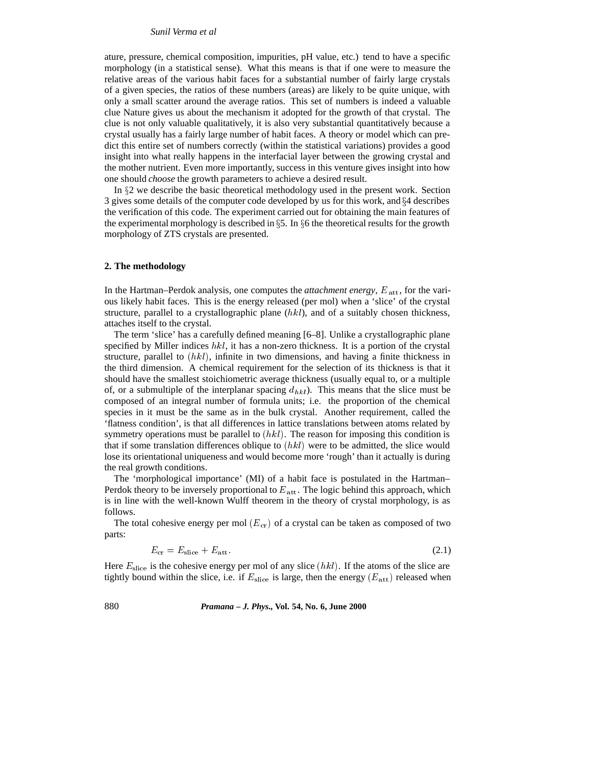ature, pressure, chemical composition, impurities, pH value, etc.) tend to have a specific morphology (in a statistical sense). What this means is that if one were to measure the relative areas of the various habit faces for a substantial number of fairly large crystals of a given species, the ratios of these numbers (areas) are likely to be quite unique, with only a small scatter around the average ratios. This set of numbers is indeed a valuable clue Nature gives us about the mechanism it adopted for the growth of that crystal. The clue is not only valuable qualitatively, it is also very substantial quantitatively because a crystal usually has a fairly large number of habit faces. A theory or model which can predict this entire set of numbers correctly (within the statistical variations) provides a good insight into what really happens in the interfacial layer between the growing crystal and the mother nutrient. Even more importantly, success in this venture gives insight into how one should *choose* the growth parameters to achieve a desired result.

In §2 we describe the basic theoretical methodology used in the present work. Section 3 gives some details of the computer code developed by us for this work, and §4 describes the verification of this code. The experiment carried out for obtaining the main features of the experimental morphology is described in §5. In §6 the theoretical results for the growth morphology of ZTS crystals are presented.

## 2. The methodology

In the Hartman–Perdok analysis, one computes the *attachment energy*, $E_{\rm att}$, for the various likely habit faces. This is the energy released (per mol) when a 'slice' of the crystal structure, parallel to a crystallographic plane ($hkl$), and of a suitably chosen thickness, attaches itself to the crystal.

The term 'slice' has a carefully defined meaning [6–8]. Unlike a crystallographic plane specified by Miller indices $hkl$, it has a non-zero thickness. It is a portion of the crystal structure, parallel to $(hkl)$, infinite in two dimensions, and having a finite thickness in the third dimension. A chemical requirement for the selection of its thickness is that it should have the smallest stoichiometric average thickness (usually equal to, or a multiple of, or a submultiple of the interplanar spacing $d_{hkl}$). This means that the slice must be composed of an integral number of formula units; i.e. the proportion of the chemical species in it must be the same as in the bulk crystal. Another requirement, called the 'flatness condition', is that all differences in lattice translations between atoms related by symmetry operations must be parallel to $(hkl)$. The reason for imposing this condition is that if some translation differences oblique to $(hkl)$ were to be admitted, the slice would lose its orientational uniqueness and would become more 'rough' than it actually is during the real growth conditions.

The 'morphological importance' (MI) of a habit face is postulated in the Hartman–Perdok theory to be inversely proportional to $E_{\rm att}$. The logic behind this approach, which is in line with the well-known Wulff theorem in the theory of crystal morphology, is as follows.

The total cohesive energy per mol $(E_{\rm cr})$ of a crystal can be taken as composed of two parts:

$$E_{\rm cr} = E_{\rm slice} + E_{\rm att}. \tag{2.1}$$

Here $E_{\rm slice}$ is the cohesive energy per mol of any slice $(hkl)$. If the atoms of the slice are tightly bound within the slice, i.e. if $E_{\rm slice}$ is large, then the energy $(E_{\rm att})$ released when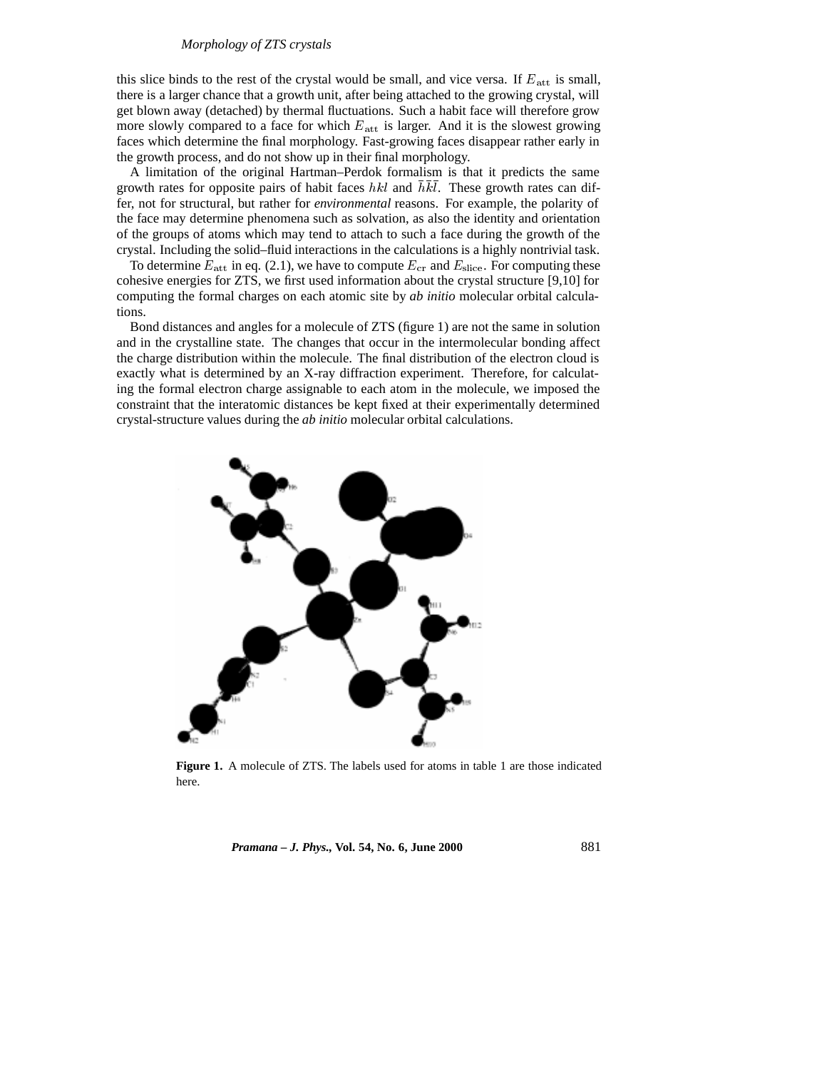this slice binds to the rest of the crystal would be small, and vice versa. If $E_{\rm att}$ is small, there is a larger chance that a growth unit, after being attached to the growing crystal, will get blown away (detached) by thermal fluctuations. Such a habit face will therefore grow more slowly compared to a face for which $E_{\rm att}$ is larger. And it is the slowest growing faces which determine the final morphology. Fast-growing faces disappear rather early in the growth process, and do not show up in their final morphology.

A limitation of the original Hartman–Perdok formalism is that it predicts the same growth rates for opposite pairs of habit faces $hkl$ and $\bar{h}\bar{k}\bar{l}$. These growth rates can differ, not for structural, but rather for *environmental* reasons. For example, the polarity of the face may determine phenomena such as solvation, as also the identity and orientation of the groups of atoms which may tend to attach to such a face during the growth of the crystal. Including the solid–fluid interactions in the calculations is a highly nontrivial task.

To determine $E_{\rm att}$ in eq. (2.1), we have to compute $E_{\rm cr}$ and $E_{\rm slice}$. For computing these cohesive energies for ZTS, we first used information about the crystal structure [9,10] for computing the formal charges on each atomic site by *ab initio* molecular orbital calculations.

Bond distances and angles for a molecule of ZTS (figure 1) are not the same in solution and in the crystalline state. The changes that occur in the intermolecular bonding affect the charge distribution within the molecule. The final distribution of the electron cloud is exactly what is determined by an X-ray diffraction experiment. Therefore, for calculating the formal electron charge assignable to each atom in the molecule, we imposed the constraint that the interatomic distances be kept fixed at their experimentally determined crystal-structure values during the *ab initio* molecular orbital calculations.

**Figure 1.** A molecule of ZTS. The labels used for atoms in table 1 are those indicated here.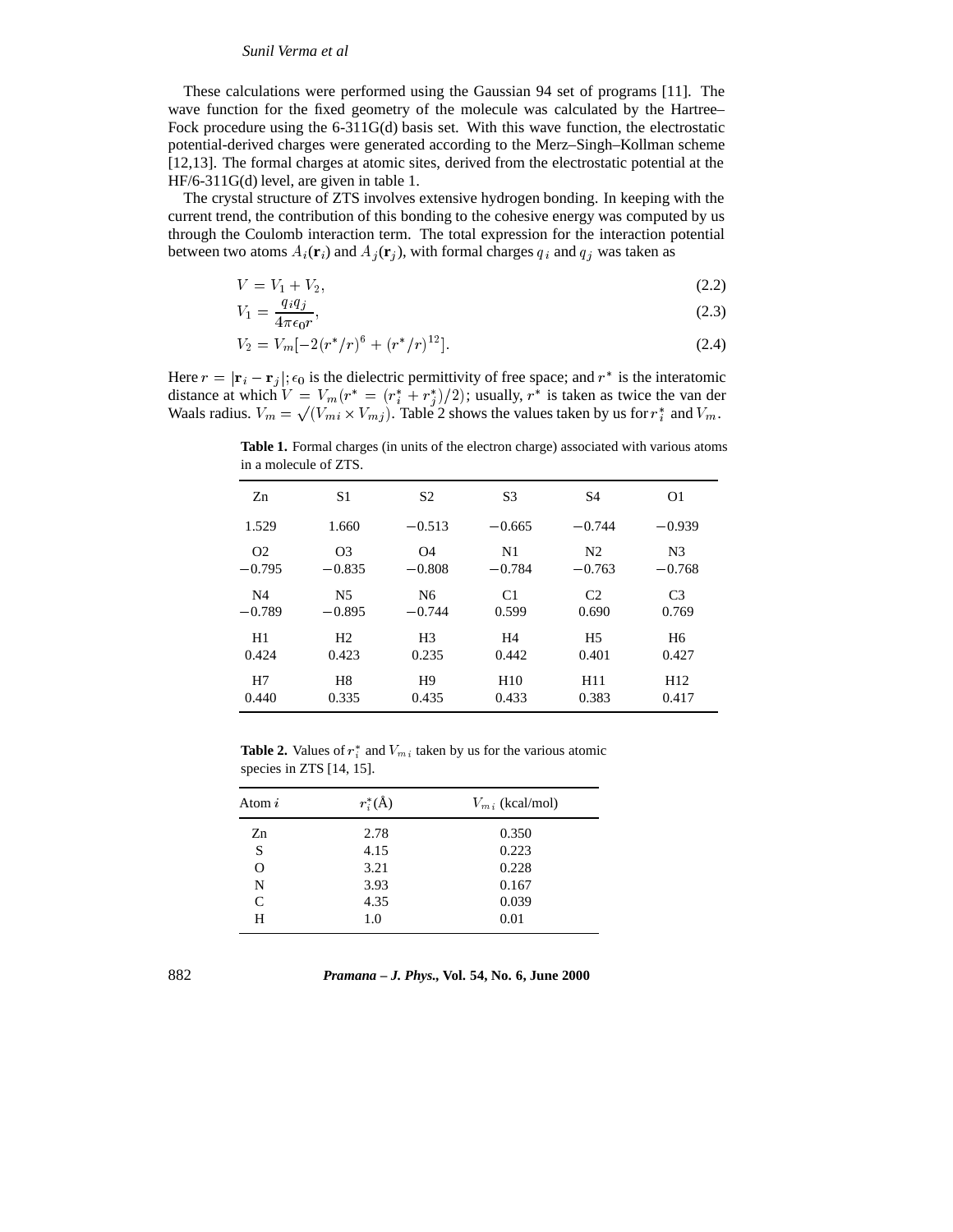These calculations were performed using the Gaussian 94 set of programs [11]. The wave function for the fixed geometry of the molecule was calculated by the Hartree–Fock procedure using the 6-311G(d) basis set. With this wave function, the electrostatic potential-derived charges were generated according to the Merz–Singh–Kollman scheme [12,13]. The formal charges at atomic sites, derived from the electrostatic potential at the HF/6-311G(d) level, are given in table 1.

The crystal structure of ZTS involves extensive hydrogen bonding. In keeping with the current trend, the contribution of this bonding to the cohesive energy was computed by us through the Coulomb interaction term. The total expression for the interaction potential between two atoms $A_i(\mathbf{r}_i)$ and $A_j(\mathbf{r}_j)$, with formal charges $q_i$ and $q_j$ was taken as

$$V = V_1 + V_2, \tag{2.2}$$

$$V_1 = \frac{q_i q_j}{4\pi\epsilon_0 r}, \tag{2.3}$$

$$V_2 = V_m[-2(r^*/r)^6 + (r^*/r)^{12}]. \tag{2.4}$$

Here $r = |\mathbf{r}_i - \mathbf{r}_j|$; $\epsilon_0$ is the dielectric permittivity of free space; and $r^*$ is the interatomic distance at which $V = V_m(r^* = (r_i^* + r_j^*)/2)$; usually, $r^*$ is taken as twice the van der Waals radius. $V_m = \sqrt{(V_{mi} \times V_{mj})}$. Table 2 shows the values taken by us for $r_i^*$ and $V_m$.

**Table 1.** Formal charges (in units of the electron charge) associated with various atoms in a molecule of ZTS.

| Zn | S1 | S2 | S3 | S4 | O1 |
|---|---|---|---|---|---|
| 1.529 | 1.660 | −0.513 | −0.665 | −0.744 | −0.939 |
| O2 | O3 | O4 | N1 | N2 | N3 |
| −0.795 | −0.835 | −0.808 | −0.784 | −0.763 | −0.768 |
| N4 | N5 | N6 | C1 | C2 | C3 |
| −0.789 | −0.895 | −0.744 | 0.599 | 0.690 | 0.769 |
| H1 | H2 | H3 | H4 | H5 | H6 |
| 0.424 | 0.423 | 0.235 | 0.442 | 0.401 | 0.427 |
| H7 | H8 | H9 | H10 | H11 | H12 |
| 0.440 | 0.335 | 0.435 | 0.433 | 0.383 | 0.417 |

**Table 2.** Values of $r_i^*$ and $V_{m\,i}$ taken by us for the various atomic species in ZTS [14, 15].

| Atom $i$ | $r_i^*$(Å) | $V_{m\,i}$ (kcal/mol) |
|---|---|---|
| Zn | 2.78 | 0.350 |
| S | 4.15 | 0.223 |
| O | 3.21 | 0.228 |
| N | 3.93 | 0.167 |
| C | 4.35 | 0.039 |
| H | 1.0 | 0.01 |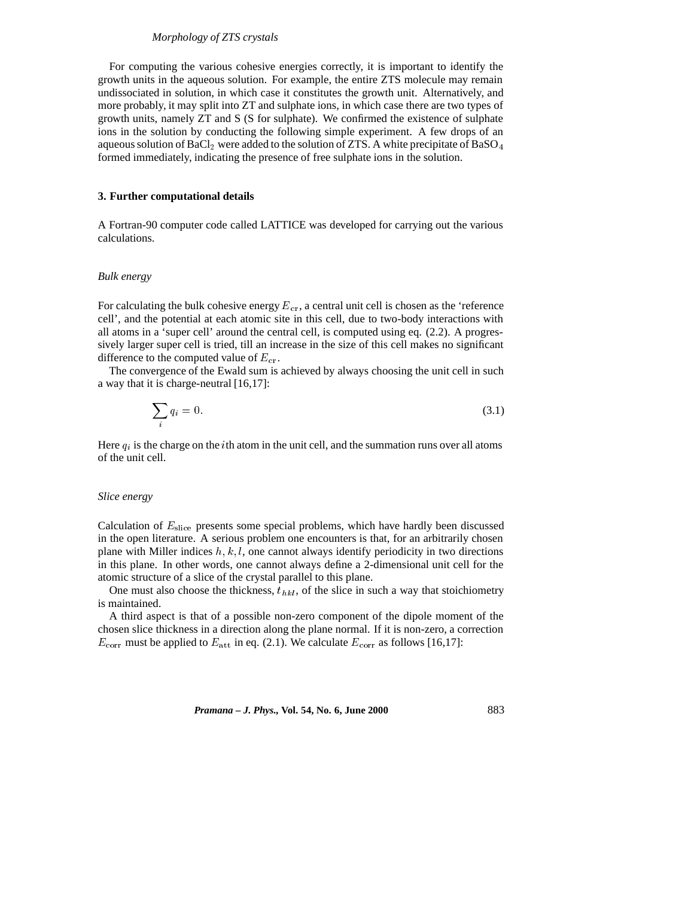For computing the various cohesive energies correctly, it is important to identify the growth units in the aqueous solution. For example, the entire ZTS molecule may remain undissociated in solution, in which case it constitutes the growth unit. Alternatively, and more probably, it may split into ZT and sulphate ions, in which case there are two types of growth units, namely ZT and S (S for sulphate). We confirmed the existence of sulphate ions in the solution by conducting the following simple experiment. A few drops of an aqueous solution of $BaCl_2$ were added to the solution of ZTS. A white precipitate of $BaSO_4$ formed immediately, indicating the presence of free sulphate ions in the solution.

## 3. Further computational details

A Fortran-90 computer code called LATTICE was developed for carrying out the various calculations.

### *Bulk energy*

For calculating the bulk cohesive energy $E_{\mathrm{cr}}$, a central unit cell is chosen as the 'reference cell', and the potential at each atomic site in this cell, due to two-body interactions with all atoms in a 'super cell' around the central cell, is computed using eq. (2.2). A progressively larger super cell is tried, till an increase in the size of this cell makes no significant difference to the computed value of $E_{\mathrm{cr}}$.

The convergence of the Ewald sum is achieved by always choosing the unit cell in such a way that it is charge-neutral [16,17]:

$$\sum_i q_i = 0. \tag{3.1}$$

Here $q_i$ is the charge on the $i$th atom in the unit cell, and the summation runs over all atoms of the unit cell.

### *Slice energy*

Calculation of $E_{\mathrm{slice}}$ presents some special problems, which have hardly been discussed in the open literature. A serious problem one encounters is that, for an arbitrarily chosen plane with Miller indices $h, k, l$, one cannot always identify periodicity in two directions in this plane. In other words, one cannot always define a 2-dimensional unit cell for the atomic structure of a slice of the crystal parallel to this plane.

One must also choose the thickness, $t_{hkl}$, of the slice in such a way that stoichiometry is maintained.

A third aspect is that of a possible non-zero component of the dipole moment of the chosen slice thickness in a direction along the plane normal. If it is non-zero, a correction $E_{\mathrm{corr}}$ must be applied to $E_{\mathrm{att}}$ in eq. (2.1). We calculate $E_{\mathrm{corr}}$ as follows [16,17]: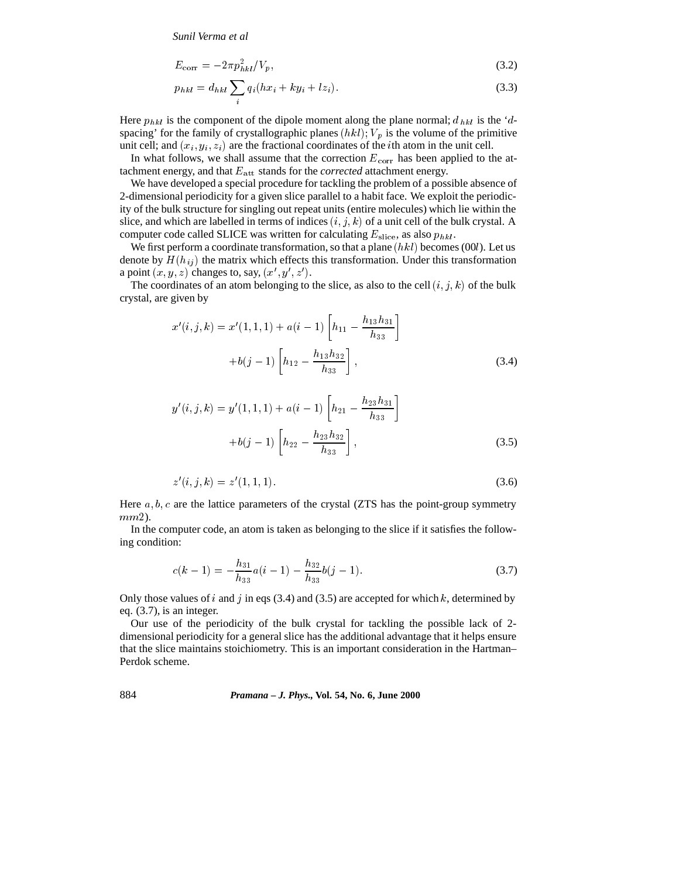$$E_{\text{corr}} = -2\pi p_{hkl}^2 / V_p, \tag{3.2}$$

$$p_{hkl} = d_{hkl} \sum_i q_i (hx_i + ky_i + lz_i). \tag{3.3}$$

Here $p_{hkl}$ is the component of the dipole moment along the plane normal; $d_{hkl}$ is the '$d$-spacing' for the family of crystallographic planes $(hkl)$; $V_p$ is the volume of the primitive unit cell; and $(x_i, y_i, z_i)$ are the fractional coordinates of the $i$th atom in the unit cell.

In what follows, we shall assume that the correction $E_{\text{corr}}$ has been applied to the attachment energy, and that $E_{\text{att}}$ stands for the *corrected* attachment energy.

We have developed a special procedure for tackling the problem of a possible absence of 2-dimensional periodicity for a given slice parallel to a habit face. We exploit the periodicity of the bulk structure for singling out repeat units (entire molecules) which lie within the slice, and which are labelled in terms of indices $(i, j, k)$ of a unit cell of the bulk crystal. A computer code called SLICE was written for calculating $E_{\text{slice}}$, as also $p_{hkl}$.

We first perform a coordinate transformation, so that a plane $(hkl)$ becomes $(00l)$. Let us denote by $H(h_{ij})$ the matrix which effects this transformation. Under this transformation a point $(x, y, z)$ changes to, say, $(x', y', z')$.

The coordinates of an atom belonging to the slice, as also to the cell $(i, j, k)$ of the bulk crystal, are given by

$$x'(i,j,k) = x'(1,1,1) + a(i-1)\left[h_{11} - \frac{h_{13}h_{31}}{h_{33}}\right] + b(j-1)\left[h_{12} - \frac{h_{13}h_{32}}{h_{33}}\right], \tag{3.4}$$

$$y'(i,j,k) = y'(1,1,1) + a(i-1)\left[h_{21} - \frac{h_{23}h_{31}}{h_{33}}\right] + b(j-1)\left[h_{22} - \frac{h_{23}h_{32}}{h_{33}}\right], \tag{3.5}$$

$$z'(i,j,k) = z'(1,1,1). \tag{3.6}$$

Here $a, b, c$ are the lattice parameters of the crystal (ZTS has the point-group symmetry $mm2$).

In the computer code, an atom is taken as belonging to the slice if it satisfies the following condition:

$$c(k-1) = -\frac{h_{31}}{h_{33}}a(i-1) - \frac{h_{32}}{h_{33}}b(j-1). \tag{3.7}$$

Only those values of $i$ and $j$ in eqs (3.4) and (3.5) are accepted for which $k$, determined by eq. (3.7), is an integer.

Our use of the periodicity of the bulk crystal for tackling the possible lack of 2-dimensional periodicity for a general slice has the additional advantage that it helps ensure that the slice maintains stoichiometry. This is an important consideration in the Hartman–Perdok scheme.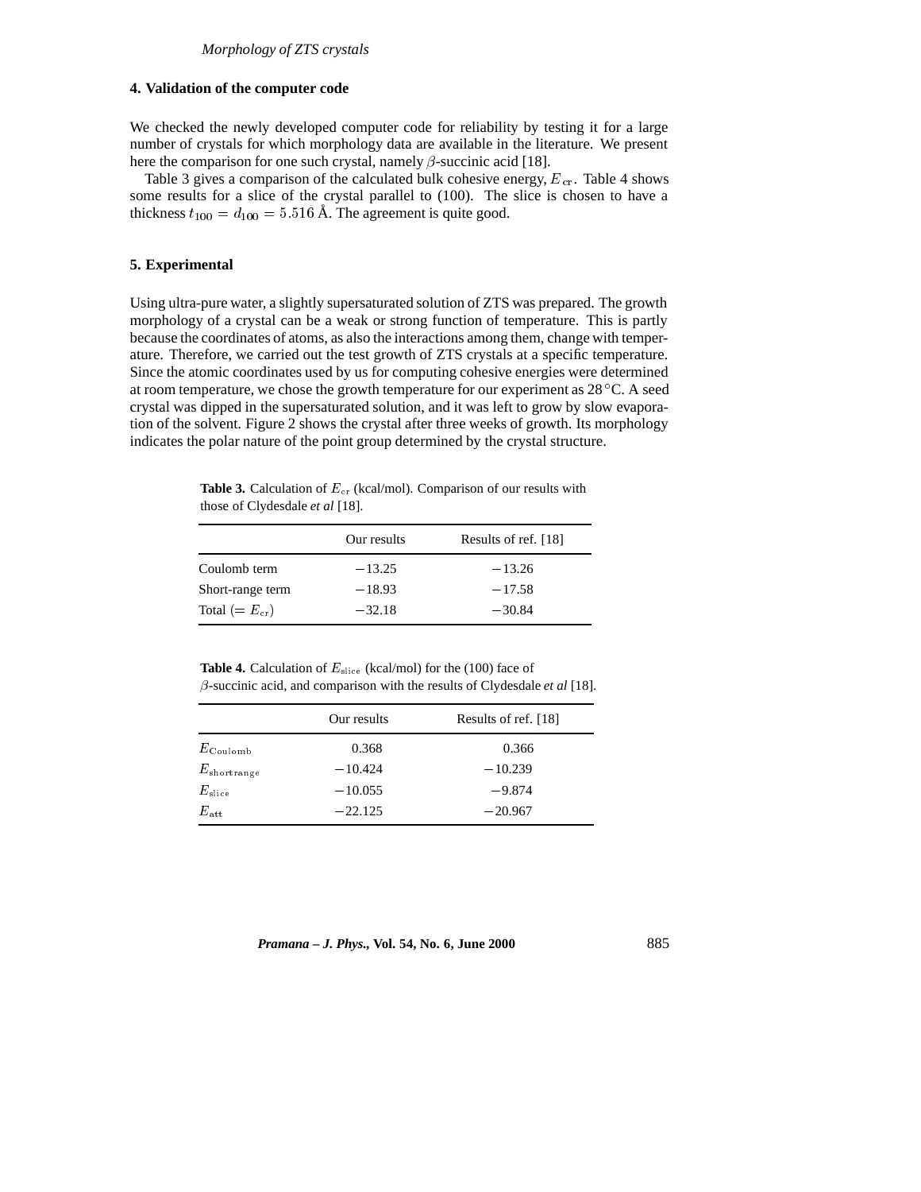## 4. Validation of the computer code

We checked the newly developed computer code for reliability by testing it for a large number of crystals for which morphology data are available in the literature. We present here the comparison for one such crystal, namely $\beta$-succinic acid [18].

Table 3 gives a comparison of the calculated bulk cohesive energy, $E_{\rm cr}$. Table 4 shows some results for a slice of the crystal parallel to (100). The slice is chosen to have a thickness $t_{100} = d_{100} = 5.516$ Å. The agreement is quite good.

## 5. Experimental

Using ultra-pure water, a slightly supersaturated solution of ZTS was prepared. The growth morphology of a crystal can be a weak or strong function of temperature. This is partly because the coordinates of atoms, as also the interactions among them, change with temperature. Therefore, we carried out the test growth of ZTS crystals at a specific temperature. Since the atomic coordinates used by us for computing cohesive energies were determined at room temperature, we chose the growth temperature for our experiment as 28 °C. A seed crystal was dipped in the supersaturated solution, and it was left to grow by slow evaporation of the solvent. Figure 2 shows the crystal after three weeks of growth. Its morphology indicates the polar nature of the point group determined by the crystal structure.

**Table 3.** Calculation of $E_{\rm cr}$ (kcal/mol). Comparison of our results with those of Clydesdale *et al* [18].

| | Our results | Results of ref. [18] |
|---|---|---|
| Coulomb term | $-13.25$ | $-13.26$ |
| Short-range term | $-18.93$ | $-17.58$ |
| Total ($= E_{\rm cr}$) | $-32.18$ | $-30.84$ |

**Table 4.** Calculation of $E_{\rm slice}$ (kcal/mol) for the (100) face of $\beta$-succinic acid, and comparison with the results of Clydesdale *et al* [18].

| | Our results | Results of ref. [18] |
|---|---|---|
| $E_{\rm Coulomb}$ | 0.368 | 0.366 |
| $E_{\rm shortrange}$ | $-10.424$ | $-10.239$ |
| $E_{\rm slice}$ | $-10.055$ | $-9.874$ |
| $E_{\rm att}$ | $-22.125$ | $-20.967$ |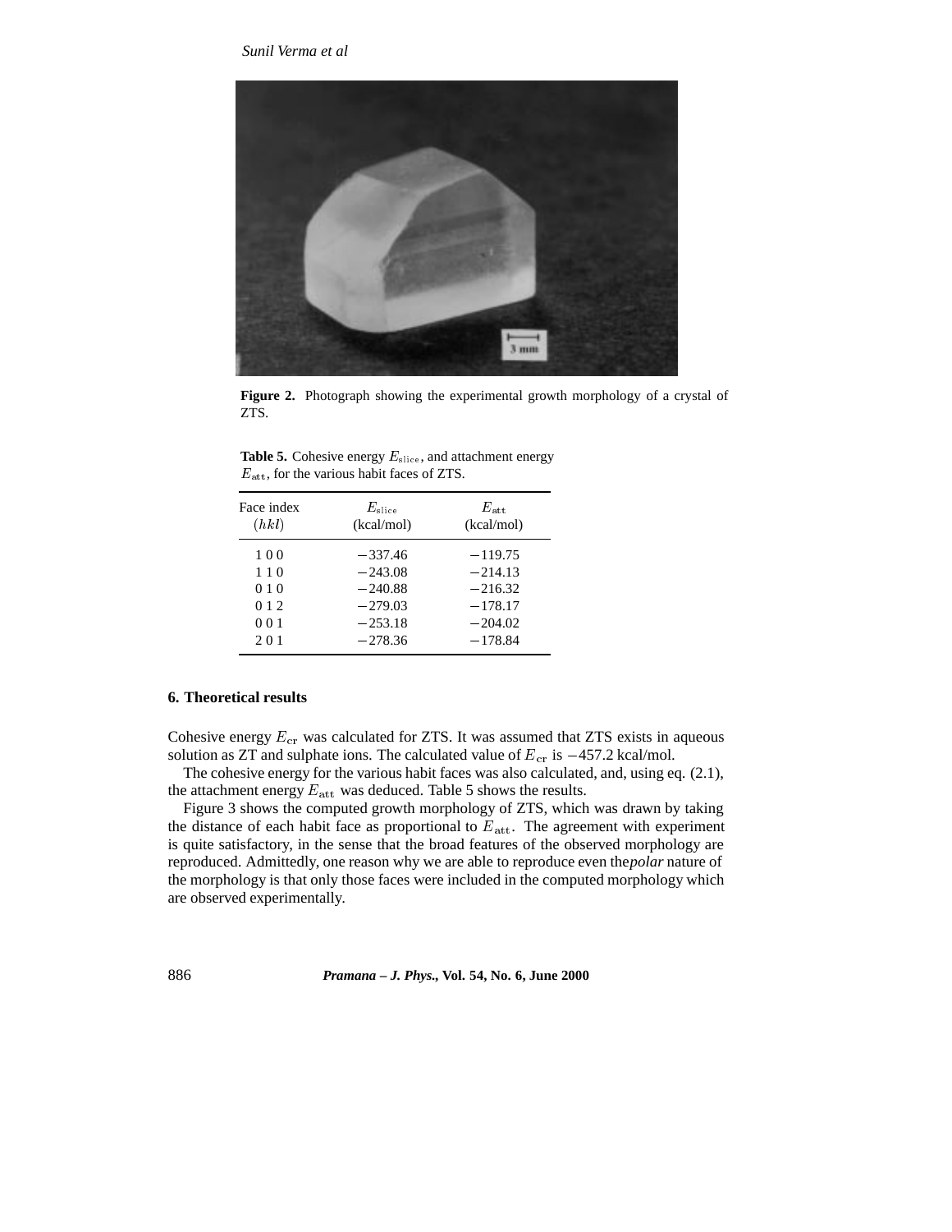**Figure 2.** Photograph showing the experimental growth morphology of a crystal of ZTS.

**Table 5.** Cohesive energy $E_{\rm slice}$, and attachment energy $E_{\rm att}$, for the various habit faces of ZTS.

| Face index $(hkl)$ | $E_{\rm slice}$ (kcal/mol) | $E_{\rm att}$ (kcal/mol) |
|---|---|---|
| 1 0 0 | −337.46 | −119.75 |
| 1 1 0 | −243.08 | −214.13 |
| 0 1 0 | −240.88 | −216.32 |
| 0 1 2 | −279.03 | −178.17 |
| 0 0 1 | −253.18 | −204.02 |
| 2 0 1 | −278.36 | −178.84 |

## 6. Theoretical results

Cohesive energy $E_{\rm cr}$ was calculated for ZTS. It was assumed that ZTS exists in aqueous solution as ZT and sulphate ions. The calculated value of $E_{\rm cr}$ is −457.2 kcal/mol.

The cohesive energy for the various habit faces was also calculated, and, using eq. (2.1), the attachment energy $E_{\rm att}$ was deduced. Table 5 shows the results.

Figure 3 shows the computed growth morphology of ZTS, which was drawn by taking the distance of each habit face as proportional to $E_{\rm att}$. The agreement with experiment is quite satisfactory, in the sense that the broad features of the observed morphology are reproduced. Admittedly, one reason why we are able to reproduce even the *polar* nature of the morphology is that only those faces were included in the computed morphology which are observed experimentally.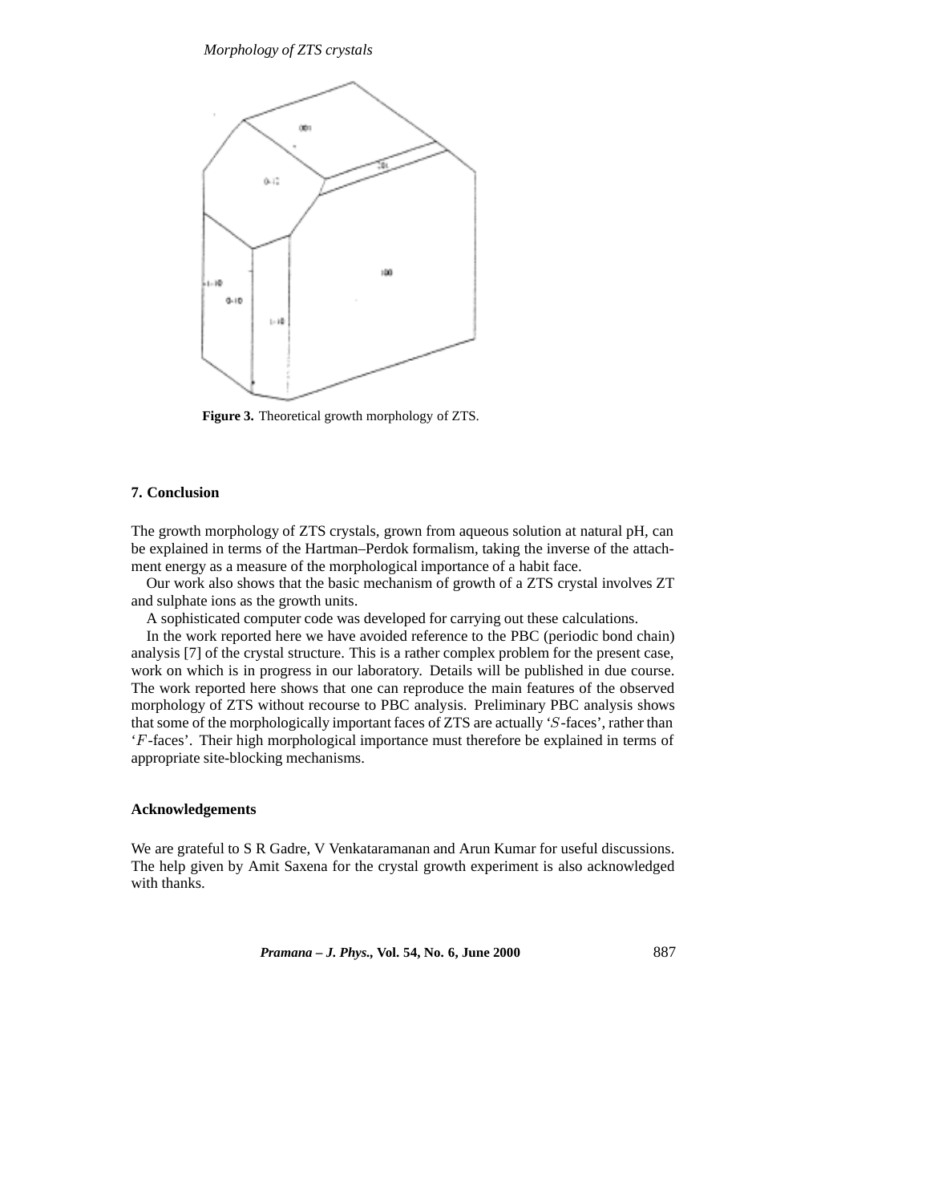Figure 3. Theoretical growth morphology of ZTS.

## 7. Conclusion

The growth morphology of ZTS crystals, grown from aqueous solution at natural pH, can be explained in terms of the Hartman–Perdok formalism, taking the inverse of the attachment energy as a measure of the morphological importance of a habit face.

Our work also shows that the basic mechanism of growth of a ZTS crystal involves ZT and sulphate ions as the growth units.

A sophisticated computer code was developed for carrying out these calculations.

In the work reported here we have avoided reference to the PBC (periodic bond chain) analysis [7] of the crystal structure. This is a rather complex problem for the present case, work on which is in progress in our laboratory. Details will be published in due course. The work reported here shows that one can reproduce the main features of the observed morphology of ZTS without recourse to PBC analysis. Preliminary PBC analysis shows that some of the morphologically important faces of ZTS are actually '$S$-faces', rather than '$F$-faces'. Their high morphological importance must therefore be explained in terms of appropriate site-blocking mechanisms.

### Acknowledgements

We are grateful to S R Gadre, V Venkataramanan and Arun Kumar for useful discussions. The help given by Amit Saxena for the crystal growth experiment is also acknowledged with thanks.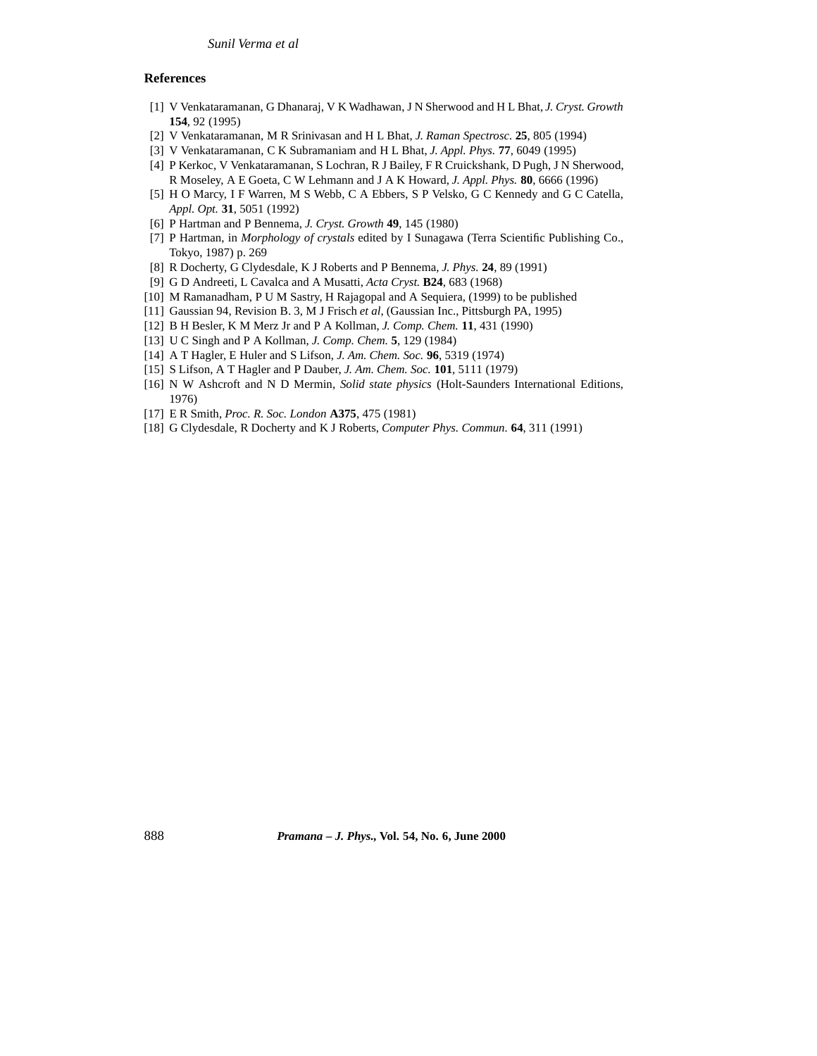## References

[1] V Venkataramanan, G Dhanaraj, V K Wadhawan, J N Sherwood and H L Bhat, *J. Cryst. Growth* **154**, 92 (1995)

[2] V Venkataramanan, M R Srinivasan and H L Bhat, *J. Raman Spectrosc.* **25**, 805 (1994)

[3] V Venkataramanan, C K Subramaniam and H L Bhat, *J. Appl. Phys.* **77**, 6049 (1995)

[4] P Kerkoc, V Venkataramanan, S Lochran, R J Bailey, F R Cruickshank, D Pugh, J N Sherwood, R Moseley, A E Goeta, C W Lehmann and J A K Howard, *J. Appl. Phys.* **80**, 6666 (1996)

[5] H O Marcy, I F Warren, M S Webb, C A Ebbers, S P Velsko, G C Kennedy and G C Catella, *Appl. Opt.* **31**, 5051 (1992)

[6] P Hartman and P Bennema, *J. Cryst. Growth* **49**, 145 (1980)

[7] P Hartman, in *Morphology of crystals* edited by I Sunagawa (Terra Scientific Publishing Co., Tokyo, 1987) p. 269

[8] R Docherty, G Clydesdale, K J Roberts and P Bennema, *J. Phys.* **24**, 89 (1991)

[9] G D Andreeti, L Cavalca and A Musatti, *Acta Cryst.* **B24**, 683 (1968)

[10] M Ramanadham, P U M Sastry, H Rajagopal and A Sequiera, (1999) to be published

[11] Gaussian 94, Revision B. 3, M J Frisch *et al*, (Gaussian Inc., Pittsburgh PA, 1995)

[12] B H Besler, K M Merz Jr and P A Kollman, *J. Comp. Chem.* **11**, 431 (1990)

[13] U C Singh and P A Kollman, *J. Comp. Chem.* **5**, 129 (1984)

[14] A T Hagler, E Huler and S Lifson, *J. Am. Chem. Soc.* **96**, 5319 (1974)

[15] S Lifson, A T Hagler and P Dauber, *J. Am. Chem. Soc.* **101**, 5111 (1979)

[16] N W Ashcroft and N D Mermin, *Solid state physics* (Holt-Saunders International Editions, 1976)

[17] E R Smith, *Proc. R. Soc. London* **A375**, 475 (1981)

[18] G Clydesdale, R Docherty and K J Roberts, *Computer Phys. Commun.* **64**, 311 (1991)